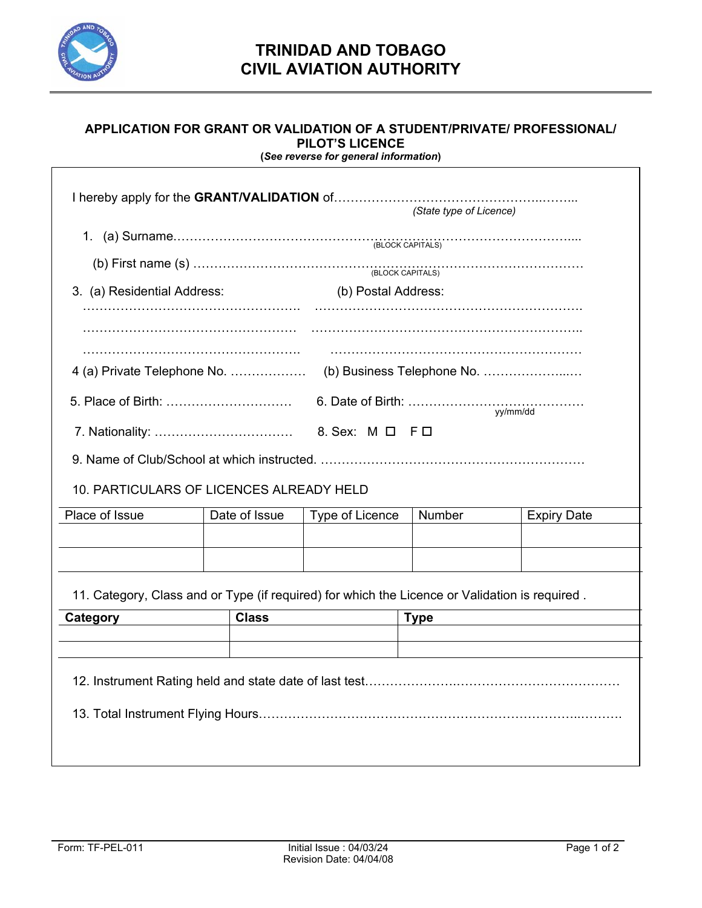# TRINIDAD AND TOBAGO
# CIVIL AVIATION AUTHORITY

## APPLICATION FOR GRANT OR VALIDATION OF A STUDENT/PRIVATE/ PROFESSIONAL/ PILOT'S LICENCE

(*See reverse for general information*)

I hereby apply for the **GRANT/VALIDATION** of…………………………………………..……..
*(State type of Licence)*

1. (a) Surname…………………………………………………………………………………....
(BLOCK CAPITALS)

(b) First name (s) ……………………………………………………………………………
(BLOCK CAPITALS)

3. (a) Residential Address:

……………………………………………
……………………………………………
……………………………………………

(b) Postal Address:

……………………………………………………….
……………………………………………………….
……………………………………………………….

4 (a) Private Telephone No. ………………

(b) Business Telephone No. ………………..…

5. Place of Birth: …………………………

6. Date of Birth: ……………………………………
yy/mm/dd

7. Nationality: ……………………………

8. Sex: M ☐ F ☐

9. Name of Club/School at which instructed. ………………………………………………………

10. PARTICULARS OF LICENCES ALREADY HELD

| Place of Issue | Date of Issue | Type of Licence | Number | Expiry Date |
|---|---|---|---|---|
| | | | | |
| | | | | |

11. Category, Class and or Type (if required) for which the Licence or Validation is required .

| **Category** | **Class** | **Type** |
|---|---|---|
| | | |
| | | |

12. Instrument Rating held and state date of last test……………………..…………………………………

13. Total Instrument Flying Hours………………………………………………………….………..……….

Form: TF-PEL-011

Initial Issue : 04/03/24
Revision Date: 04/04/08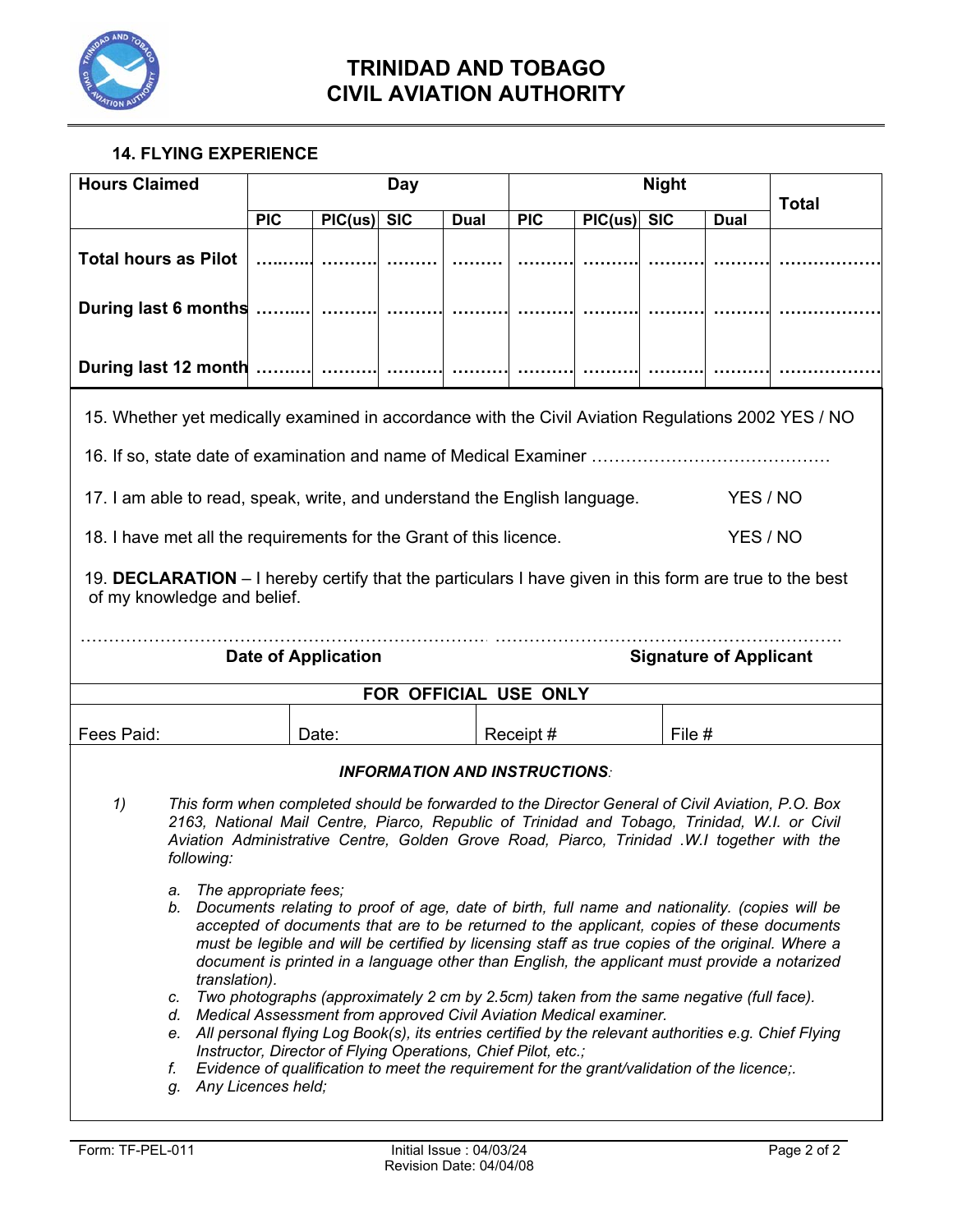# TRINIDAD AND TOBAGO CIVIL AVIATION AUTHORITY

### 14. FLYING EXPERIENCE

| Hours Claimed | Day | | | | Night | | | | Total |
|---|---|---|---|---|---|---|---|---|---|
| | PIC | PIC(us) | SIC | Dual | PIC | PIC(us) | SIC | Dual | |
| Total hours as Pilot | ………. | ………. | ………. | ………. | ………. | ………. | ………. | ………. | ……………… |
| During last 6 months | ………. | ………. | ………. | ………. | ………. | ………. | ………. | ………. | ……………… |
| During last 12 month | ………. | ………. | ………. | ………. | ………. | ………. | ………. | ………. | ……………… |

15. Whether yet medically examined in accordance with the Civil Aviation Regulations 2002 YES / NO

16. If so, state date of examination and name of Medical Examiner ……………………………………

17. I am able to read, speak, write, and understand the English language. YES / NO

18. I have met all the requirements for the Grant of this licence. YES / NO

19. **DECLARATION** – I hereby certify that the particulars I have given in this form are true to the best of my knowledge and belief.

……………………………………………………………… ……………………………………………………

**Date of Application** **Signature of Applicant**

| FOR OFFICIAL USE ONLY | | | |
|---|---|---|---|
| Fees Paid: | Date: | Receipt # | File # |

***INFORMATION AND INSTRUCTIONS:***

1) *This form when completed should be forwarded to the Director General of Civil Aviation, P.O. Box 2163, National Mail Centre, Piarco, Republic of Trinidad and Tobago, Trinidad, W.I. or Civil Aviation Administrative Centre, Golden Grove Road, Piarco, Trinidad .W.I together with the following:*

   a. *The appropriate fees;*
   b. *Documents relating to proof of age, date of birth, full name and nationality. (copies will be accepted of documents that are to be returned to the applicant, copies of these documents must be legible and will be certified by licensing staff as true copies of the original. Where a document is printed in a language other than English, the applicant must provide a notarized translation).*
   c. *Two photographs (approximately 2 cm by 2.5cm) taken from the same negative (full face).*
   d. *Medical Assessment from approved Civil Aviation Medical examiner.*
   e. *All personal flying Log Book(s), its entries certified by the relevant authorities e.g. Chief Flying Instructor, Director of Flying Operations, Chief Pilot, etc.;*
   f. *Evidence of qualification to meet the requirement for the grant/validation of the licence;.*
   g. *Any Licences held;*

Form: TF-PEL-011 Initial Issue : 04/03/24 Revision Date: 04/04/08